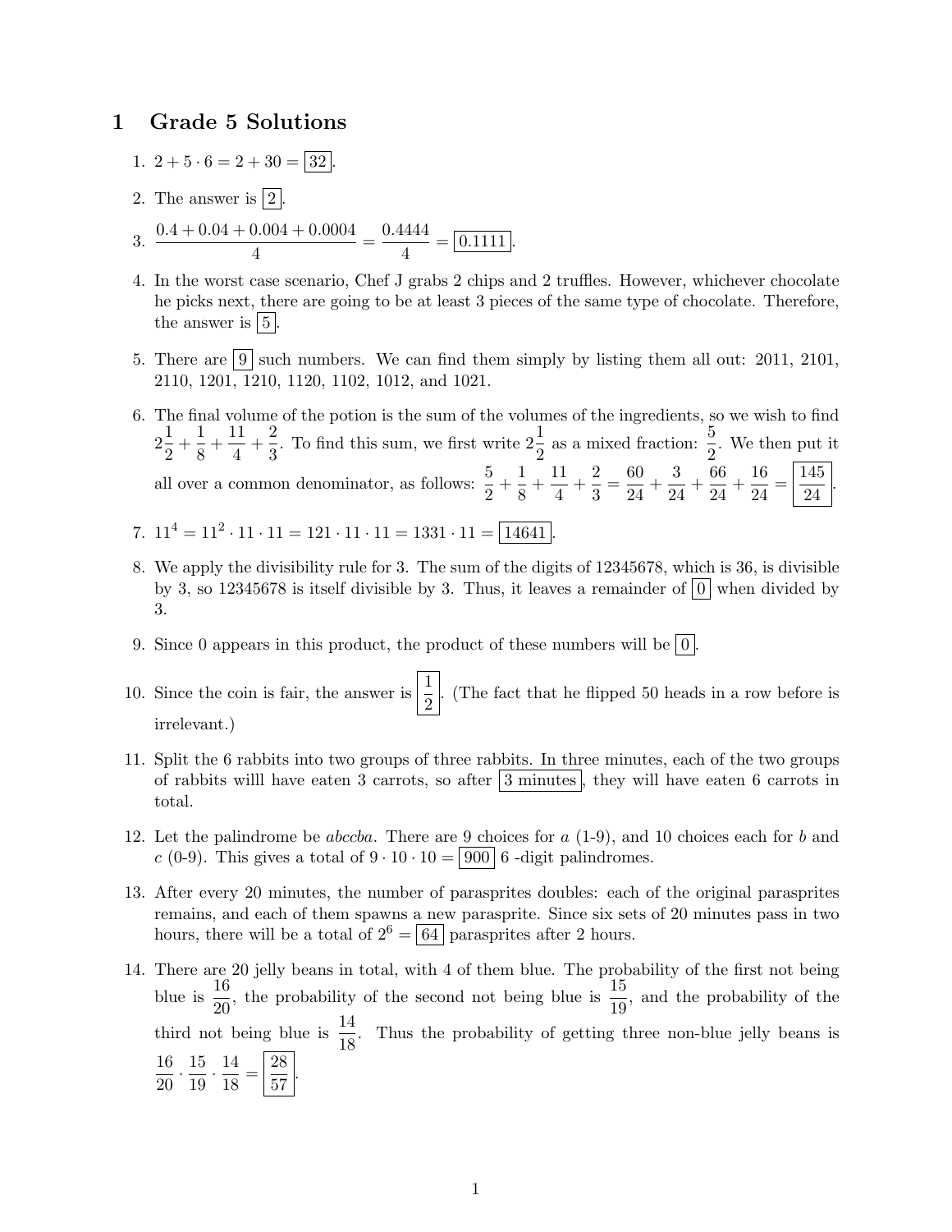# 1 Grade 5 Solutions

1. $2 + 5 \cdot 6 = 2 + 30 = \boxed{32}$.

2. The answer is $\boxed{2}$.

3. $\dfrac{0.4 + 0.04 + 0.004 + 0.0004}{4} = \dfrac{0.4444}{4} = \boxed{0.1111}$.

4. In the worst case scenario, Chef J grabs 2 chips and 2 truffles. However, whichever chocolate he picks next, there are going to be at least 3 pieces of the same type of chocolate. Therefore, the answer is $\boxed{5}$.

5. There are $\boxed{9}$ such numbers. We can find them simply by listing them all out: 2011, 2101, 2110, 1201, 1210, 1120, 1102, 1012, and 1021.

6. The final volume of the potion is the sum of the volumes of the ingredients, so we wish to find $2\frac{1}{2} + \frac{1}{8} + \frac{11}{4} + \frac{2}{3}$. To find this sum, we first write $2\frac{1}{2}$ as a mixed fraction: $\frac{5}{2}$. We then put it all over a common denominator, as follows: $\frac{5}{2} + \frac{1}{8} + \frac{11}{4} + \frac{2}{3} = \frac{60}{24} + \frac{3}{24} + \frac{66}{24} + \frac{16}{24} = \boxed{\frac{145}{24}}$.

7. $11^4 = 11^2 \cdot 11 \cdot 11 = 121 \cdot 11 \cdot 11 = 1331 \cdot 11 = \boxed{14641}$.

8. We apply the divisibility rule for 3. The sum of the digits of 12345678, which is 36, is divisible by 3, so 12345678 is itself divisible by 3. Thus, it leaves a remainder of $\boxed{0}$ when divided by 3.

9. Since 0 appears in this product, the product of these numbers will be $\boxed{0}$.

10. Since the coin is fair, the answer is $\boxed{\frac{1}{2}}$. (The fact that he flipped 50 heads in a row before is irrelevant.)

11. Split the 6 rabbits into two groups of three rabbits. In three minutes, each of the two groups of rabbits willl have eaten 3 carrots, so after $\boxed{3 \text{ minutes}}$, they will have eaten 6 carrots in total.

12. Let the palindrome be *abccba*. There are 9 choices for $a$ (1-9), and 10 choices each for $b$ and $c$ (0-9). This gives a total of $9 \cdot 10 \cdot 10 = \boxed{900}$ 6 -digit palindromes.

13. After every 20 minutes, the number of parasprites doubles: each of the original parasprites remains, and each of them spawns a new parasprite. Since six sets of 20 minutes pass in two hours, there will be a total of $2^6 = \boxed{64}$ parasprites after 2 hours.

14. There are 20 jelly beans in total, with 4 of them blue. The probability of the first not being blue is $\frac{16}{20}$, the probability of the second not being blue is $\frac{15}{19}$, and the probability of the third not being blue is $\frac{14}{18}$. Thus the probability of getting three non-blue jelly beans is $\frac{16}{20} \cdot \frac{15}{19} \cdot \frac{14}{18} = \boxed{\frac{28}{57}}$.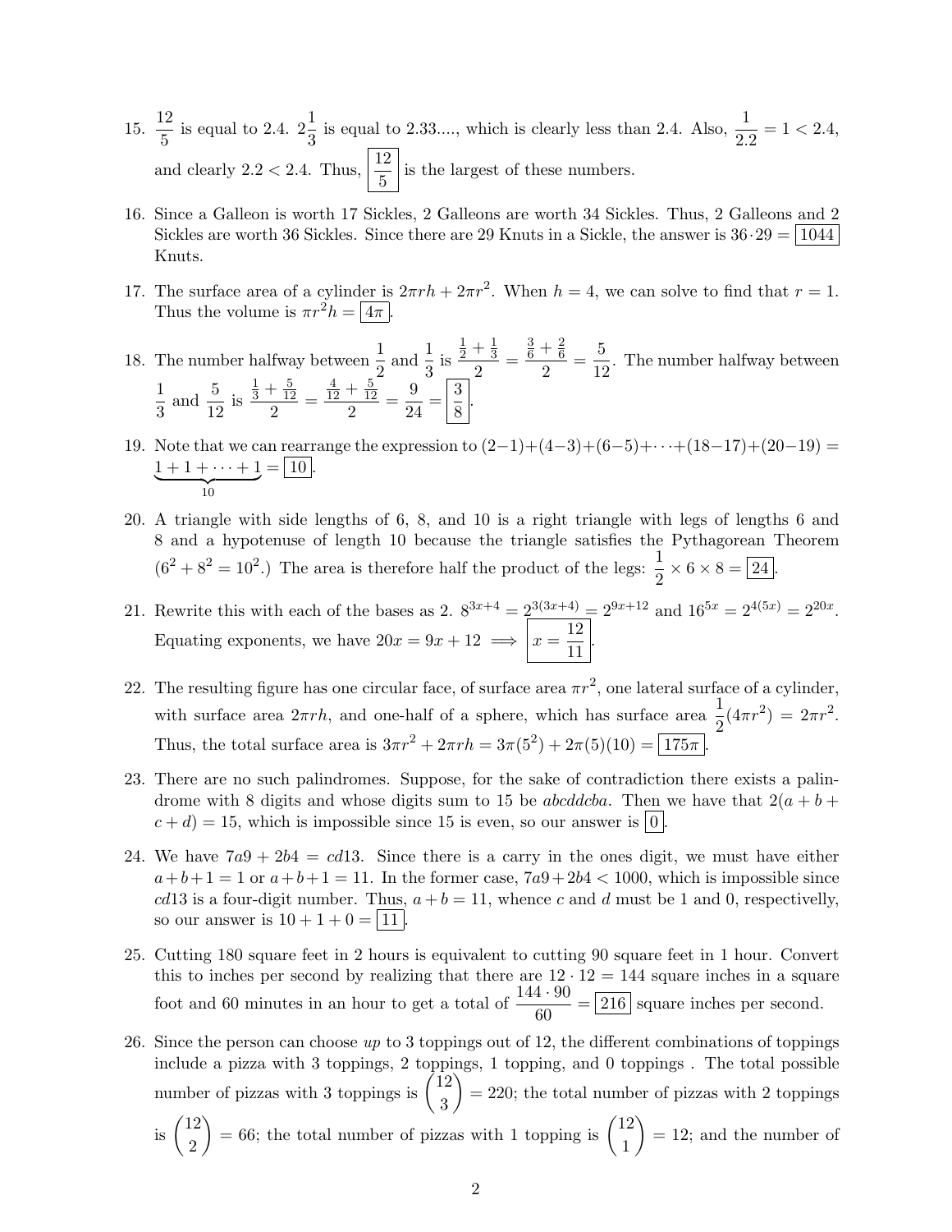15. $\dfrac{12}{5}$ is equal to 2.4. $2\dfrac{1}{3}$ is equal to 2.33...., which is clearly less than 2.4. Also, $\dfrac{1}{2.2} = 1 < 2.4$, and clearly $2.2 < 2.4$. Thus, $\boxed{\dfrac{12}{5}}$ is the largest of these numbers.

16. Since a Galleon is worth 17 Sickles, 2 Galleons are worth 34 Sickles. Thus, 2 Galleons and 2 Sickles are worth 36 Sickles. Since there are 29 Knuts in a Sickle, the answer is $36 \cdot 29 = \boxed{1044}$ Knuts.

17. The surface area of a cylinder is $2\pi rh + 2\pi r^2$. When $h = 4$, we can solve to find that $r = 1$. Thus the volume is $\pi r^2 h = \boxed{4\pi}$.

18. The number halfway between $\dfrac{1}{2}$ and $\dfrac{1}{3}$ is $\dfrac{\frac{1}{2}+\frac{1}{3}}{2} = \dfrac{\frac{3}{6}+\frac{2}{6}}{2} = \dfrac{5}{12}$. The number halfway between $\dfrac{1}{3}$ and $\dfrac{5}{12}$ is $\dfrac{\frac{1}{3}+\frac{5}{12}}{2} = \dfrac{\frac{4}{12}+\frac{5}{12}}{2} = \dfrac{9}{24} = \boxed{\dfrac{3}{8}}$.

19. Note that we can rearrange the expression to $(2-1)+(4-3)+(6-5)+\cdots+(18-17)+(20-19) = \underbrace{1+1+\cdots+1}_{10} = \boxed{10}$.

20. A triangle with side lengths of 6, 8, and 10 is a right triangle with legs of lengths 6 and 8 and a hypotenuse of length 10 because the triangle satisfies the Pythagorean Theorem ($6^2 + 8^2 = 10^2$.) The area is therefore half the product of the legs: $\dfrac{1}{2} \times 6 \times 8 = \boxed{24}$.

21. Rewrite this with each of the bases as 2. $8^{3x+4} = 2^{3(3x+4)} = 2^{9x+12}$ and $16^{5x} = 2^{4(5x)} = 2^{20x}$. Equating exponents, we have $20x = 9x + 12 \implies \boxed{x = \dfrac{12}{11}}$.

22. The resulting figure has one circular face, of surface area $\pi r^2$, one lateral surface of a cylinder, with surface area $2\pi rh$, and one-half of a sphere, which has surface area $\dfrac{1}{2}(4\pi r^2) = 2\pi r^2$. Thus, the total surface area is $3\pi r^2 + 2\pi rh = 3\pi(5^2) + 2\pi(5)(10) = \boxed{175\pi}$.

23. There are no such palindromes. Suppose, for the sake of contradiction there exists a palindrome with 8 digits and whose digits sum to 15 be $abcddcba$. Then we have that $2(a+b+c+d) = 15$, which is impossible since 15 is even, so our answer is $\boxed{0}$.

24. We have $7a9 + 2b4 = cd13$. Since there is a carry in the ones digit, we must have either $a+b+1 = 1$ or $a+b+1 = 11$. In the former case, $7a9 + 2b4 < 1000$, which is impossible since $cd13$ is a four-digit number. Thus, $a+b = 11$, whence $c$ and $d$ must be 1 and 0, respectively, so our answer is $10 + 1 + 0 = \boxed{11}$.

25. Cutting 180 square feet in 2 hours is equivalent to cutting 90 square feet in 1 hour. Convert this to inches per second by realizing that there are $12 \cdot 12 = 144$ square inches in a square foot and 60 minutes in an hour to get a total of $\dfrac{144 \cdot 90}{60} = \boxed{216}$ square inches per second.

26. Since the person can choose *up* to 3 toppings out of 12, the different combinations of toppings include a pizza with 3 toppings, 2 toppings, 1 topping, and 0 toppings . The total possible number of pizzas with 3 toppings is $\dbinom{12}{3} = 220$; the total number of pizzas with 2 toppings is $\dbinom{12}{2} = 66$; the total number of pizzas with 1 topping is $\dbinom{12}{1} = 12$; and the number of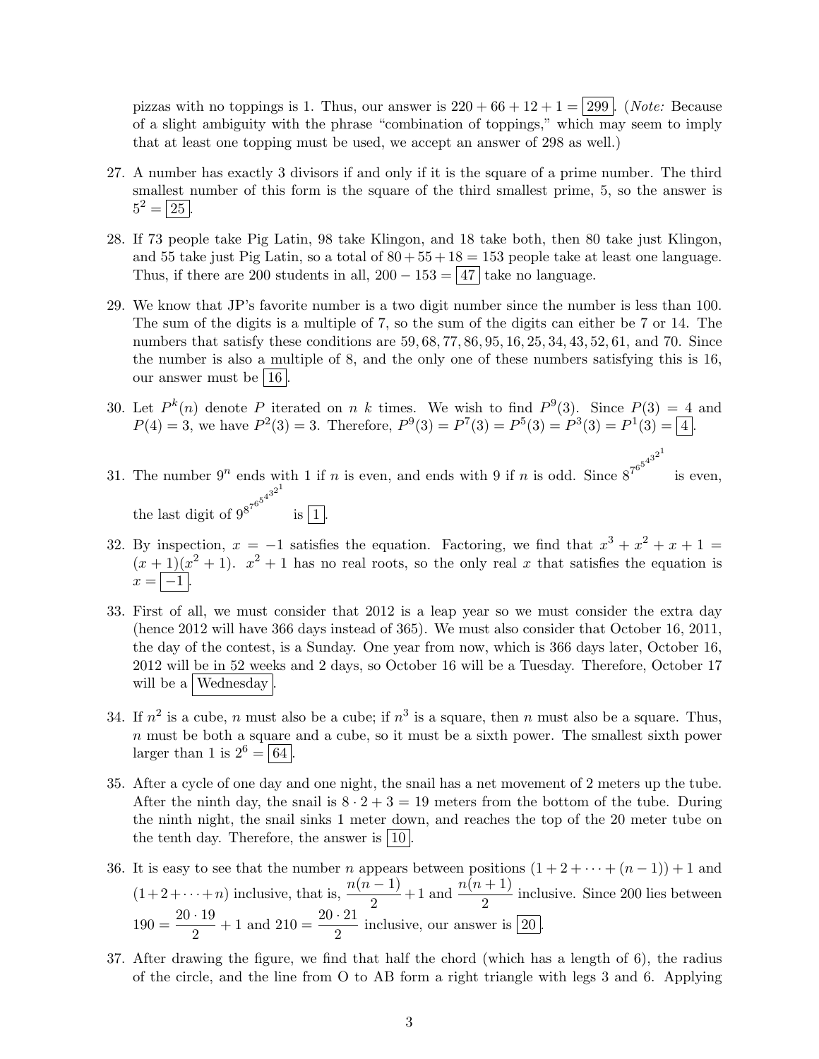pizzas with no toppings is 1. Thus, our answer is $220 + 66 + 12 + 1 = \boxed{299}$. (*Note:* Because of a slight ambiguity with the phrase "combination of toppings," which may seem to imply that at least one topping must be used, we accept an answer of 298 as well.)

27. A number has exactly 3 divisors if and only if it is the square of a prime number. The third smallest number of this form is the square of the third smallest prime, 5, so the answer is $5^2 = \boxed{25}$.

28. If 73 people take Pig Latin, 98 take Klingon, and 18 take both, then 80 take just Klingon, and 55 take just Pig Latin, so a total of $80 + 55 + 18 = 153$ people take at least one language. Thus, if there are 200 students in all, $200 - 153 = \boxed{47}$ take no language.

29. We know that JP's favorite number is a two digit number since the number is less than 100. The sum of the digits is a multiple of 7, so the sum of the digits can either be 7 or 14. The numbers that satisfy these conditions are $59, 68, 77, 86, 95, 16, 25, 34, 43, 52, 61$, and $70$. Since the number is also a multiple of 8, and the only one of these numbers satisfying this is 16, our answer must be $\boxed{16}$.

30. Let $P^k(n)$ denote $P$ iterated on $n$ $k$ times. We wish to find $P^9(3)$. Since $P(3) = 4$ and $P(4) = 3$, we have $P^2(3) = 3$. Therefore, $P^9(3) = P^7(3) = P^5(3) = P^3(3) = P^1(3) = \boxed{4}$.

31. The number $9^n$ ends with 1 if $n$ is even, and ends with 9 if $n$ is odd. Since $8^{7^{6^{5^{4^{3^{2^1}}}}}}$ is even, the last digit of $9^{8^{7^{6^{5^{4^{3^{2^1}}}}}}}$ is $\boxed{1}$.

32. By inspection, $x = -1$ satisfies the equation. Factoring, we find that $x^3 + x^2 + x + 1 = (x+1)(x^2+1)$. $x^2 + 1$ has no real roots, so the only real $x$ that satisfies the equation is $x = \boxed{-1}$.

33. First of all, we must consider that 2012 is a leap year so we must consider the extra day (hence 2012 will have 366 days instead of 365). We must also consider that October 16, 2011, the day of the contest, is a Sunday. One year from now, which is 366 days later, October 16, 2012 will be in 52 weeks and 2 days, so October 16 will be a Tuesday. Therefore, October 17 will be a $\boxed{\text{Wednesday}}$.

34. If $n^2$ is a cube, $n$ must also be a cube; if $n^3$ is a square, then $n$ must also be a square. Thus, $n$ must be both a square and a cube, so it must be a sixth power. The smallest sixth power larger than 1 is $2^6 = \boxed{64}$.

35. After a cycle of one day and one night, the snail has a net movement of 2 meters up the tube. After the ninth day, the snail is $8 \cdot 2 + 3 = 19$ meters from the bottom of the tube. During the ninth night, the snail sinks 1 meter down, and reaches the top of the 20 meter tube on the tenth day. Therefore, the answer is $\boxed{10}$.

36. It is easy to see that the number $n$ appears between positions $(1 + 2 + \cdots + (n-1)) + 1$ and $(1+2+\cdots+n)$ inclusive, that is, $\dfrac{n(n-1)}{2} + 1$ and $\dfrac{n(n+1)}{2}$ inclusive. Since 200 lies between $190 = \dfrac{20 \cdot 19}{2} + 1$ and $210 = \dfrac{20 \cdot 21}{2}$ inclusive, our answer is $\boxed{20}$.

37. After drawing the figure, we find that half the chord (which has a length of 6), the radius of the circle, and the line from O to AB form a right triangle with legs 3 and 6. Applying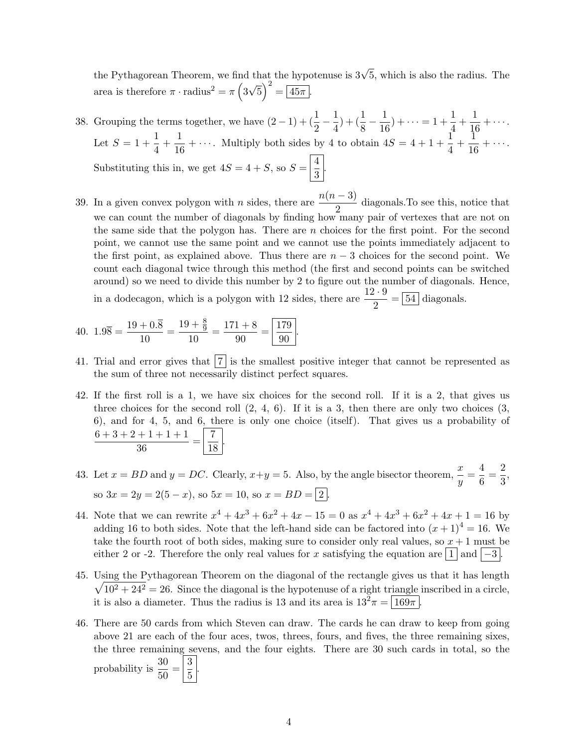the Pythagorean Theorem, we find that the hypotenuse is $3\sqrt{5}$, which is also the radius. The area is therefore $\pi \cdot \text{radius}^2 = \pi\left(3\sqrt{5}\right)^2 = \boxed{45\pi}$.

38. Grouping the terms together, we have $(2-1)+(\frac{1}{2}-\frac{1}{4})+(\frac{1}{8}-\frac{1}{16})+\cdots = 1+\frac{1}{4}+\frac{1}{16}+\cdots$. Let $S = 1+\frac{1}{4}+\frac{1}{16}+\cdots$. Multiply both sides by 4 to obtain $4S = 4+1+\frac{1}{4}+\frac{1}{16}+\cdots$. Substituting this in, we get $4S = 4+S$, so $S = \boxed{\frac{4}{3}}$.

39. In a given convex polygon with $n$ sides, there are $\frac{n(n-3)}{2}$ diagonals.To see this, notice that we can count the number of diagonals by finding how many pair of vertexes that are not on the same side that the polygon has. There are $n$ choices for the first point. For the second point, we cannot use the same point and we cannot use the points immediately adjacent to the first point, as explained above. Thus there are $n-3$ choices for the second point. We count each diagonal twice through this method (the first and second points can be switched around) so we need to divide this number by 2 to figure out the number of diagonals. Hence, in a dodecagon, which is a polygon with 12 sides, there are $\frac{12\cdot 9}{2} = \boxed{54}$ diagonals.

40. $1.9\overline{8} = \frac{19+0.\overline{8}}{10} = \frac{19+\frac{8}{9}}{10} = \frac{171+8}{90} = \boxed{\frac{179}{90}}$.

41. Trial and error gives that $\boxed{7}$ is the smallest positive integer that cannot be represented as the sum of three not necessarily distinct perfect squares.

42. If the first roll is a 1, we have six choices for the second roll. If it is a 2, that gives us three choices for the second roll (2, 4, 6). If it is a 3, then there are only two choices (3, 6), and for 4, 5, and 6, there is only one choice (itself). That gives us a probability of $\frac{6+3+2+1+1+1}{36} = \boxed{\frac{7}{18}}$.

43. Let $x = BD$ and $y = DC$. Clearly, $x+y=5$. Also, by the angle bisector theorem, $\frac{x}{y} = \frac{4}{6} = \frac{2}{3}$, so $3x = 2y = 2(5-x)$, so $5x = 10$, so $x = BD = \boxed{2}$.

44. Note that we can rewrite $x^4+4x^3+6x^2+4x-15=0$ as $x^4+4x^3+6x^2+4x+1=16$ by adding 16 to both sides. Note that the left-hand side can be factored into $(x+1)^4 = 16$. We take the fourth root of both sides, making sure to consider only real values, so $x+1$ must be either 2 or -2. Therefore the only real values for $x$ satisfying the equation are $\boxed{1}$ and $\boxed{-3}$.

45. Using the Pythagorean Theorem on the diagonal of the rectangle gives us that it has length $\sqrt{10^2+24^2} = 26$. Since the diagonal is the hypotenuse of a right triangle inscribed in a circle, it is also a diameter. Thus the radius is 13 and its area is $13^2\pi = \boxed{169\pi}$.

46. There are 50 cards from which Steven can draw. The cards he can draw to keep from going above 21 are each of the four aces, twos, threes, fours, and fives, the three remaining sixes, the three remaining sevens, and the four eights. There are 30 such cards in total, so the probability is $\frac{30}{50} = \boxed{\frac{3}{5}}$.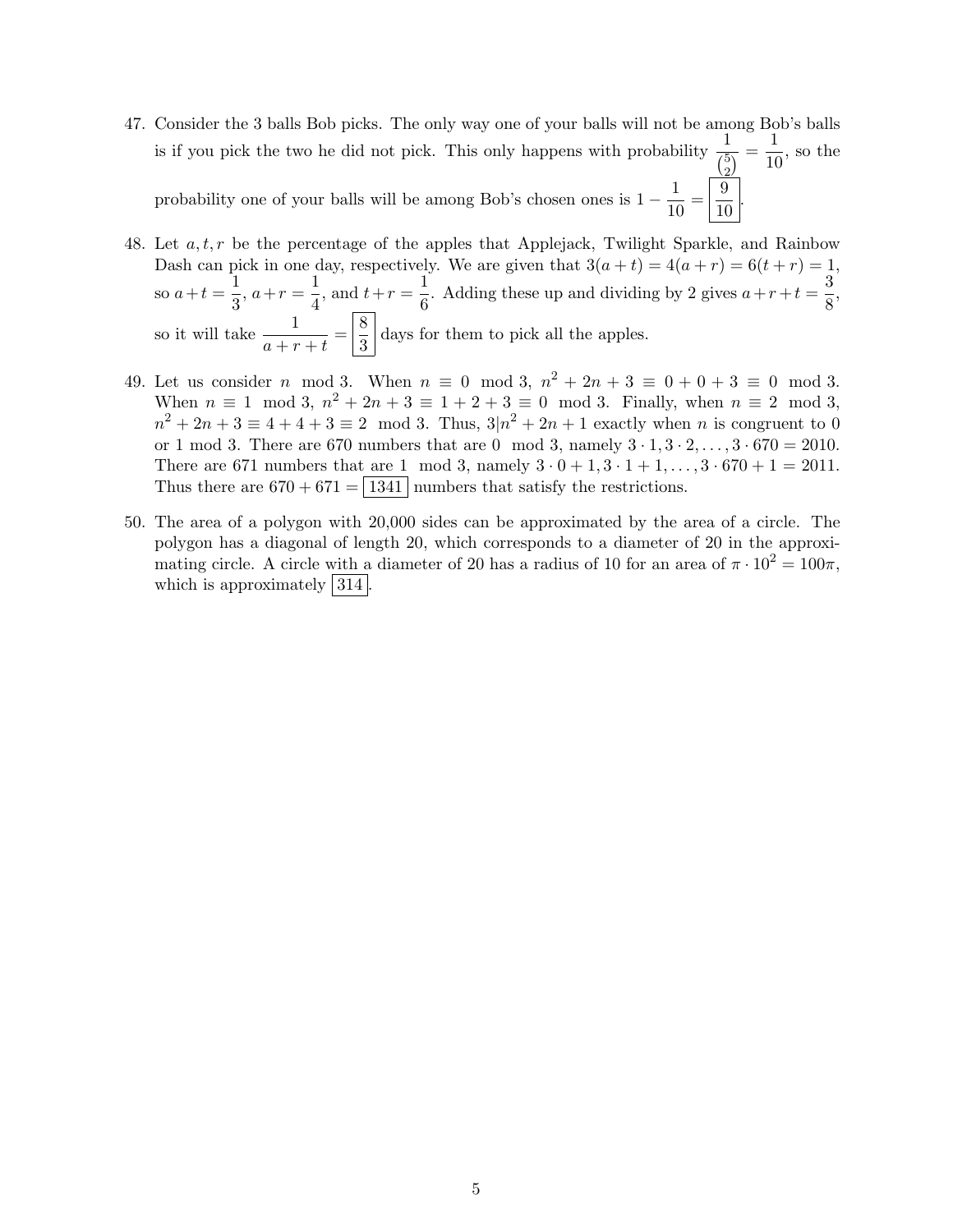47. Consider the 3 balls Bob picks. The only way one of your balls will not be among Bob's balls is if you pick the two he did not pick. This only happens with probability $\frac{1}{\binom{5}{2}} = \frac{1}{10}$, so the probability one of your balls will be among Bob's chosen ones is $1 - \frac{1}{10} = \boxed{\frac{9}{10}}$.

48. Let $a, t, r$ be the percentage of the apples that Applejack, Twilight Sparkle, and Rainbow Dash can pick in one day, respectively. We are given that $3(a+t) = 4(a+r) = 6(t+r) = 1$, so $a+t = \frac{1}{3}$, $a+r = \frac{1}{4}$, and $t+r = \frac{1}{6}$. Adding these up and dividing by 2 gives $a+r+t = \frac{3}{8}$, so it will take $\frac{1}{a+r+t} = \boxed{\frac{8}{3}}$ days for them to pick all the apples.

49. Let us consider $n \mod 3$. When $n \equiv 0 \mod 3$, $n^2 + 2n + 3 \equiv 0 + 0 + 3 \equiv 0 \mod 3$. When $n \equiv 1 \mod 3$, $n^2 + 2n + 3 \equiv 1 + 2 + 3 \equiv 0 \mod 3$. Finally, when $n \equiv 2 \mod 3$, $n^2 + 2n + 3 \equiv 4 + 4 + 3 \equiv 2 \mod 3$. Thus, $3 | n^2 + 2n + 1$ exactly when $n$ is congruent to 0 or 1 mod 3. There are 670 numbers that are $0 \mod 3$, namely $3 \cdot 1, 3 \cdot 2, \ldots, 3 \cdot 670 = 2010$. There are 671 numbers that are $1 \mod 3$, namely $3 \cdot 0 + 1, 3 \cdot 1 + 1, \ldots, 3 \cdot 670 + 1 = 2011$. Thus there are $670 + 671 = \boxed{1341}$ numbers that satisfy the restrictions.

50. The area of a polygon with 20,000 sides can be approximated by the area of a circle. The polygon has a diagonal of length 20, which corresponds to a diameter of 20 in the approximating circle. A circle with a diameter of 20 has a radius of 10 for an area of $\pi \cdot 10^2 = 100\pi$, which is approximately $\boxed{314}$.